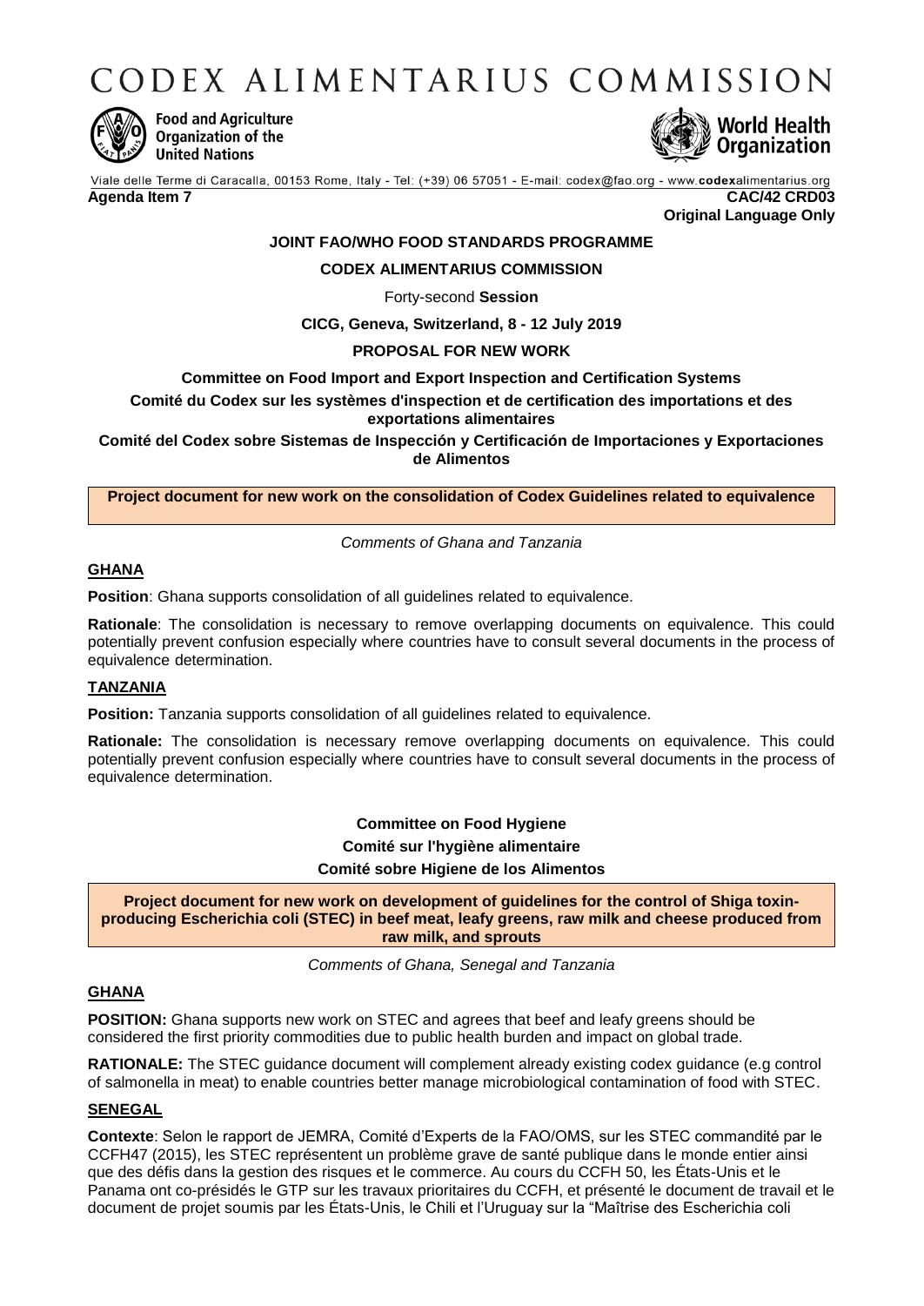# CODEX ALIMENTARIUS COMMISSION

Food and Agriculture Organization of the United Nations

World Health Organization

Viale delle Terme di Caracalla, 00153 Rome, Italy - Tel: (+39) 06 57051 - E-mail: codex@fao.org - www.codexalimentarius.org

**Agenda Item 7** **CAC/42 CRD03**

**Original Language Only**

**JOINT FAO/WHO FOOD STANDARDS PROGRAMME**

**CODEX ALIMENTARIUS COMMISSION**

Forty-second **Session**

**CICG, Geneva, Switzerland, 8 - 12 July 2019**

**PROPOSAL FOR NEW WORK**

**Committee on Food Import and Export Inspection and Certification Systems**

**Comité du Codex sur les systèmes d'inspection et de certification des importations et des exportations alimentaires**

**Comité del Codex sobre Sistemas de Inspección y Certificación de Importaciones y Exportaciones de Alimentos**

**Project document for new work on the consolidation of Codex Guidelines related to equivalence**

*Comments of Ghana and Tanzania*

## GHANA

**Position**: Ghana supports consolidation of all guidelines related to equivalence.

**Rationale**: The consolidation is necessary to remove overlapping documents on equivalence. This could potentially prevent confusion especially where countries have to consult several documents in the process of equivalence determination.

## TANZANIA

**Position:** Tanzania supports consolidation of all guidelines related to equivalence.

**Rationale:** The consolidation is necessary remove overlapping documents on equivalence. This could potentially prevent confusion especially where countries have to consult several documents in the process of equivalence determination.

**Committee on Food Hygiene**

**Comité sur l'hygiène alimentaire**

**Comité sobre Higiene de los Alimentos**

**Project document for new work on development of guidelines for the control of Shiga toxin-producing Escherichia coli (STEC) in beef meat, leafy greens, raw milk and cheese produced from raw milk, and sprouts**

*Comments of Ghana, Senegal and Tanzania*

## GHANA

**POSITION:** Ghana supports new work on STEC and agrees that beef and leafy greens should be considered the first priority commodities due to public health burden and impact on global trade.

**RATIONALE:** The STEC guidance document will complement already existing codex guidance (e.g control of salmonella in meat) to enable countries better manage microbiological contamination of food with STEC.

## SENEGAL

**Contexte**: Selon le rapport de JEMRA, Comité d'Experts de la FAO/OMS, sur les STEC commandité par le CCFH47 (2015), les STEC représentent un problème grave de santé publique dans le monde entier ainsi que des défis dans la gestion des risques et le commerce. Au cours du CCFH 50, les États-Unis et le Panama ont co-présidés le GTP sur les travaux prioritaires du CCFH, et présenté le document de travail et le document de projet soumis par les États-Unis, le Chili et l'Uruguay sur la "Maîtrise des Escherichia coli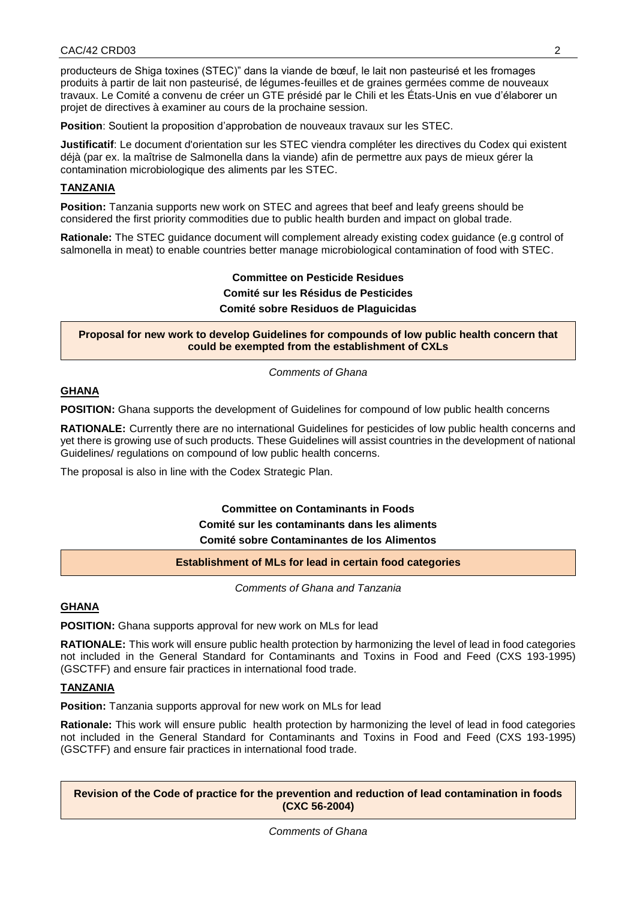producteurs de Shiga toxines (STEC)" dans la viande de bœuf, le lait non pasteurisé et les fromages produits à partir de lait non pasteurisé, de légumes-feuilles et de graines germées comme de nouveaux travaux. Le Comité a convenu de créer un GTE présidé par le Chili et les États-Unis en vue d'élaborer un projet de directives à examiner au cours de la prochaine session.

**Position**: Soutient la proposition d'approbation de nouveaux travaux sur les STEC.

**Justificatif**: Le document d'orientation sur les STEC viendra compléter les directives du Codex qui existent déjà (par ex. la maîtrise de Salmonella dans la viande) afin de permettre aux pays de mieux gérer la contamination microbiologique des aliments par les STEC.

**TANZANIA**

**Position:** Tanzania supports new work on STEC and agrees that beef and leafy greens should be considered the first priority commodities due to public health burden and impact on global trade.

**Rationale:** The STEC guidance document will complement already existing codex guidance (e.g control of salmonella in meat) to enable countries better manage microbiological contamination of food with STEC.

## Committee on Pesticide Residues
## Comité sur les Résidus de Pesticides
## Comité sobre Residuos de Plaguicidas

### Proposal for new work to develop Guidelines for compounds of low public health concern that could be exempted from the establishment of CXLs

*Comments of Ghana*

**GHANA**

**POSITION:** Ghana supports the development of Guidelines for compound of low public health concerns

**RATIONALE:** Currently there are no international Guidelines for pesticides of low public health concerns and yet there is growing use of such products. These Guidelines will assist countries in the development of national Guidelines/ regulations on compound of low public health concerns.

The proposal is also in line with the Codex Strategic Plan.

## Committee on Contaminants in Foods
## Comité sur les contaminants dans les aliments
## Comité sobre Contaminantes de los Alimentos

### Establishment of MLs for lead in certain food categories

*Comments of Ghana and Tanzania*

**GHANA**

**POSITION:** Ghana supports approval for new work on MLs for lead

**RATIONALE:** This work will ensure public health protection by harmonizing the level of lead in food categories not included in the General Standard for Contaminants and Toxins in Food and Feed (CXS 193-1995) (GSCTFF) and ensure fair practices in international food trade.

**TANZANIA**

**Position:** Tanzania supports approval for new work on MLs for lead

**Rationale:** This work will ensure public health protection by harmonizing the level of lead in food categories not included in the General Standard for Contaminants and Toxins in Food and Feed (CXS 193-1995) (GSCTFF) and ensure fair practices in international food trade.

### Revision of the Code of practice for the prevention and reduction of lead contamination in foods (CXC 56-2004)

*Comments of Ghana*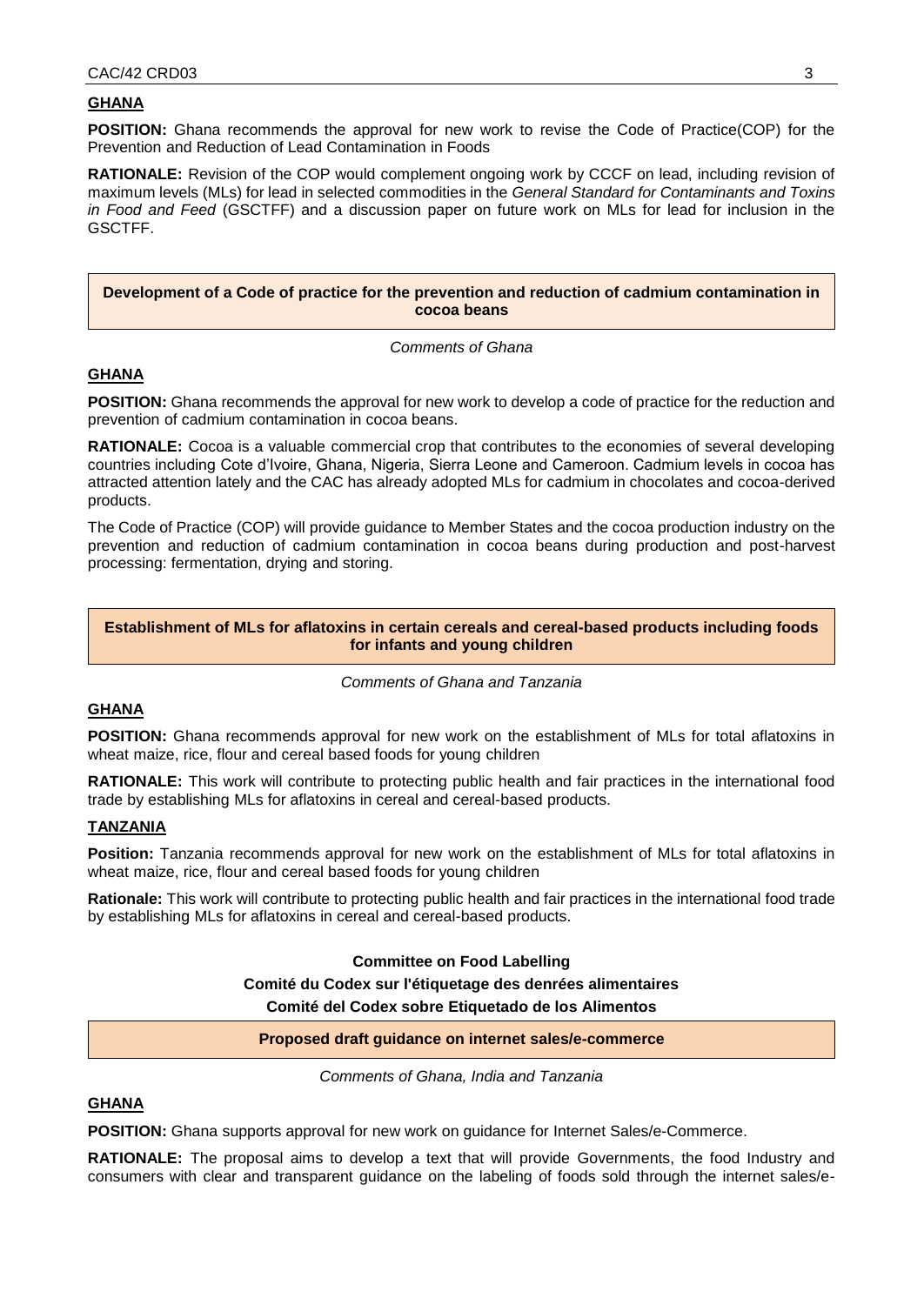## GHANA

**POSITION:** Ghana recommends the approval for new work to revise the Code of Practice(COP) for the Prevention and Reduction of Lead Contamination in Foods

**RATIONALE:** Revision of the COP would complement ongoing work by CCCF on lead, including revision of maximum levels (MLs) for lead in selected commodities in the *General Standard for Contaminants and Toxins in Food and Feed* (GSCTFF) and a discussion paper on future work on MLs for lead for inclusion in the GSCTFF.

**Development of a Code of practice for the prevention and reduction of cadmium contamination in cocoa beans**

*Comments of Ghana*

## GHANA

**POSITION:** Ghana recommends the approval for new work to develop a code of practice for the reduction and prevention of cadmium contamination in cocoa beans.

**RATIONALE:** Cocoa is a valuable commercial crop that contributes to the economies of several developing countries including Cote d'Ivoire, Ghana, Nigeria, Sierra Leone and Cameroon. Cadmium levels in cocoa has attracted attention lately and the CAC has already adopted MLs for cadmium in chocolates and cocoa-derived products.

The Code of Practice (COP) will provide guidance to Member States and the cocoa production industry on the prevention and reduction of cadmium contamination in cocoa beans during production and post-harvest processing: fermentation, drying and storing.

**Establishment of MLs for aflatoxins in certain cereals and cereal-based products including foods for infants and young children**

*Comments of Ghana and Tanzania*

## GHANA

**POSITION:** Ghana recommends approval for new work on the establishment of MLs for total aflatoxins in wheat maize, rice, flour and cereal based foods for young children

**RATIONALE:** This work will contribute to protecting public health and fair practices in the international food trade by establishing MLs for aflatoxins in cereal and cereal-based products.

## TANZANIA

**Position:** Tanzania recommends approval for new work on the establishment of MLs for total aflatoxins in wheat maize, rice, flour and cereal based foods for young children

**Rationale:** This work will contribute to protecting public health and fair practices in the international food trade by establishing MLs for aflatoxins in cereal and cereal-based products.

**Committee on Food Labelling**

**Comité du Codex sur l'étiquetage des denrées alimentaires**

**Comité del Codex sobre Etiquetado de los Alimentos**

**Proposed draft guidance on internet sales/e-commerce**

*Comments of Ghana, India and Tanzania*

## GHANA

**POSITION:** Ghana supports approval for new work on guidance for Internet Sales/e-Commerce.

**RATIONALE:** The proposal aims to develop a text that will provide Governments, the food Industry and consumers with clear and transparent guidance on the labeling of foods sold through the internet sales/e-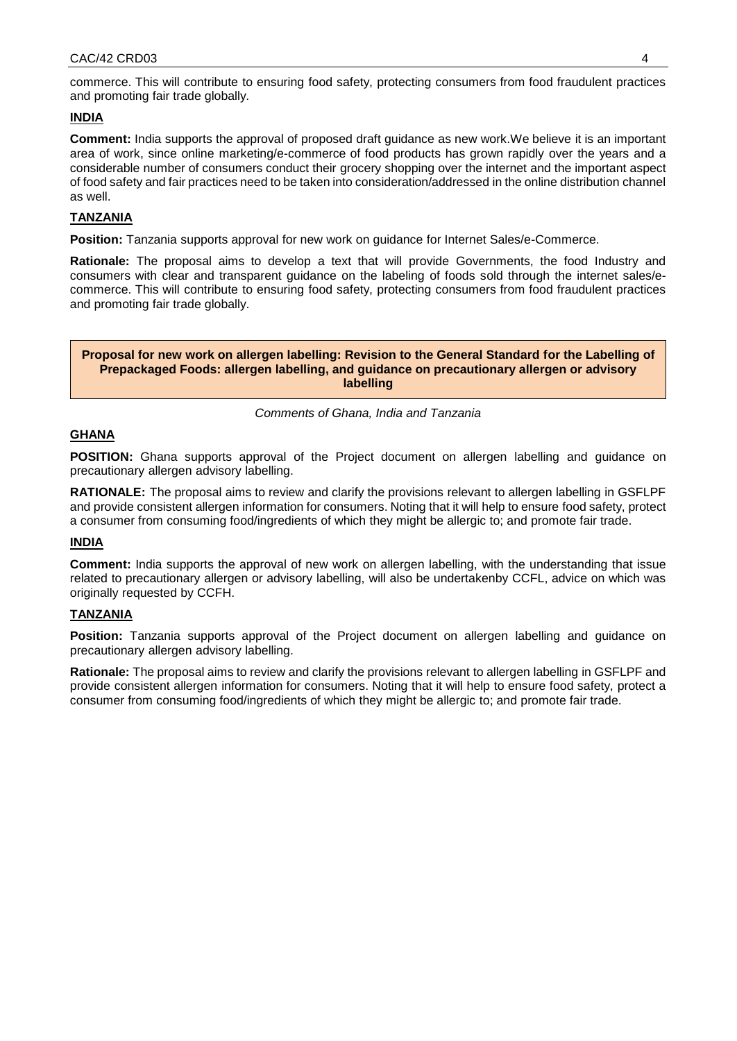commerce. This will contribute to ensuring food safety, protecting consumers from food fraudulent practices and promoting fair trade globally.

## INDIA

**Comment:** India supports the approval of proposed draft guidance as new work.We believe it is an important area of work, since online marketing/e-commerce of food products has grown rapidly over the years and a considerable number of consumers conduct their grocery shopping over the internet and the important aspect of food safety and fair practices need to be taken into consideration/addressed in the online distribution channel as well.

## TANZANIA

**Position:** Tanzania supports approval for new work on guidance for Internet Sales/e-Commerce.

**Rationale:** The proposal aims to develop a text that will provide Governments, the food Industry and consumers with clear and transparent guidance on the labeling of foods sold through the internet sales/e-commerce. This will contribute to ensuring food safety, protecting consumers from food fraudulent practices and promoting fair trade globally.

# Proposal for new work on allergen labelling: Revision to the General Standard for the Labelling of Prepackaged Foods: allergen labelling, and guidance on precautionary allergen or advisory labelling

*Comments of Ghana, India and Tanzania*

## GHANA

**POSITION:** Ghana supports approval of the Project document on allergen labelling and guidance on precautionary allergen advisory labelling.

**RATIONALE:** The proposal aims to review and clarify the provisions relevant to allergen labelling in GSFLPF and provide consistent allergen information for consumers. Noting that it will help to ensure food safety, protect a consumer from consuming food/ingredients of which they might be allergic to; and promote fair trade.

## INDIA

**Comment:** India supports the approval of new work on allergen labelling, with the understanding that issue related to precautionary allergen or advisory labelling, will also be undertakenby CCFL, advice on which was originally requested by CCFH.

## TANZANIA

**Position:** Tanzania supports approval of the Project document on allergen labelling and guidance on precautionary allergen advisory labelling.

**Rationale:** The proposal aims to review and clarify the provisions relevant to allergen labelling in GSFLPF and provide consistent allergen information for consumers. Noting that it will help to ensure food safety, protect a consumer from consuming food/ingredients of which they might be allergic to; and promote fair trade.